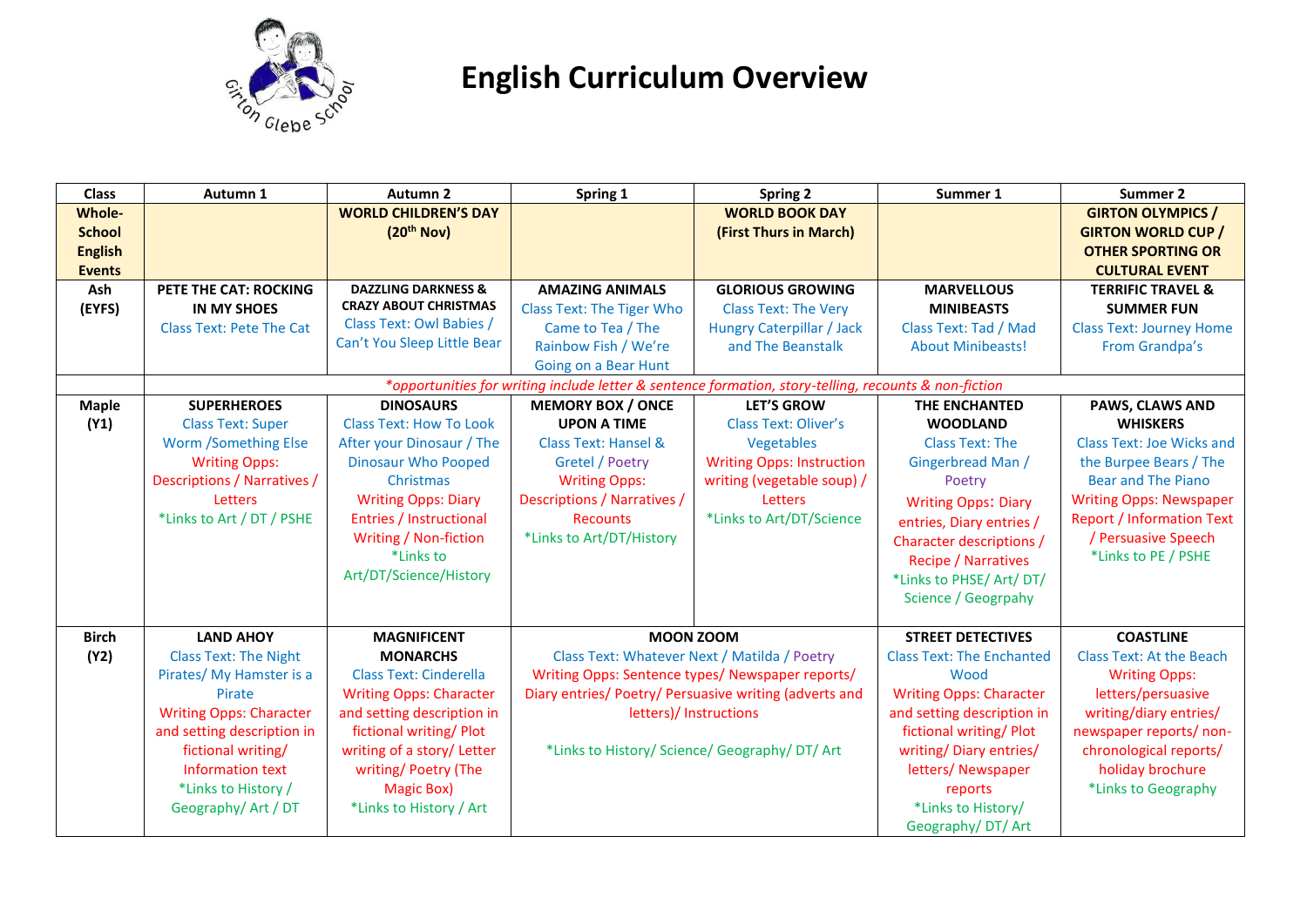# English Curriculum Overview

| Class | Autumn 1 | Autumn 2 | Spring 1 | Spring 2 | Summer 1 | Summer 2 |
|---|---|---|---|---|---|---|
| **Whole-School English Events** | | **WORLD CHILDREN'S DAY (20th Nov)** | | **WORLD BOOK DAY (First Thurs in March)** | | **GIRTON OLYMPICS / GIRTON WORLD CUP / OTHER SPORTING OR CULTURAL EVENT** |
| **Ash (EYFS)** | **PETE THE CAT: ROCKING IN MY SHOES** Class Text: Pete The Cat | **DAZZLING DARKNESS & CRAZY ABOUT CHRISTMAS** Class Text: Owl Babies / Can't You Sleep Little Bear | **AMAZING ANIMALS** Class Text: The Tiger Who Came to Tea / The Rainbow Fish / We're Going on a Bear Hunt | **GLORIOUS GROWING** Class Text: The Very Hungry Caterpillar / Jack and The Beanstalk | **MARVELLOUS MINIBEASTS** Class Text: Tad / Mad About Minibeasts! | **TERRIFIC TRAVEL & SUMMER FUN** Class Text: Journey Home From Grandpa's |
| | *\*opportunities for writing include letter & sentence formation, story-telling, recounts & non-fiction* | | | | | |
| **Maple (Y1)** | **SUPERHEROES** Class Text: Super Worm /Something Else Writing Opps: Descriptions / Narratives / Letters *Links to Art / DT / PSHE | **DINOSAURS** Class Text: How To Look After your Dinosaur / The Dinosaur Who Pooped Christmas Writing Opps: Diary Entries / Instructional Writing / Non-fiction *Links to Art/DT/Science/History | **MEMORY BOX / ONCE UPON A TIME** Class Text: Hansel & Gretel / Poetry Writing Opps: Descriptions / Narratives / Recounts *Links to Art/DT/History | **LET'S GROW** Class Text: Oliver's Vegetables Writing Opps: Instruction writing (vegetable soup) / Letters *Links to Art/DT/Science | **THE ENCHANTED WOODLAND** Class Text: The Gingerbread Man / Poetry Writing Opps: Diary entries, Diary entries / Character descriptions / Recipe / Narratives *Links to PHSE/ Art/ DT/ Science / Geogrpahy | **PAWS, CLAWS AND WHISKERS** Class Text: Joe Wicks and the Burpee Bears / The Bear and The Piano Writing Opps: Newspaper Report / Information Text / Persuasive Speech *Links to PE / PSHE |
| **Birch (Y2)** | **LAND AHOY** Class Text: The Night Pirates/ My Hamster is a Pirate Writing Opps: Character and setting description in fictional writing/ Information text *Links to History / Geography/ Art / DT | **MAGNIFICENT MONARCHS** Class Text: Cinderella Writing Opps: Character and setting description in fictional writing/ Plot writing of a story/ Letter writing/ Poetry (The Magic Box) *Links to History / Art | **MOON ZOOM** Class Text: Whatever Next / Matilda / Poetry Writing Opps: Sentence types/ Newspaper reports/ Diary entries/ Poetry/ Persuasive writing (adverts and letters)/ Instructions *Links to History/ Science/ Geography/ DT/ Art | | **STREET DETECTIVES** Class Text: The Enchanted Wood Writing Opps: Character and setting description in fictional writing/ Plot writing/ Diary entries/ letters/ Newspaper reports *Links to History/ Geography/ DT/ Art | **COASTLINE** Class Text: At the Beach Writing Opps: letters/persuasive writing/diary entries/ newspaper reports/ non-chronological reports/ holiday brochure *Links to Geography |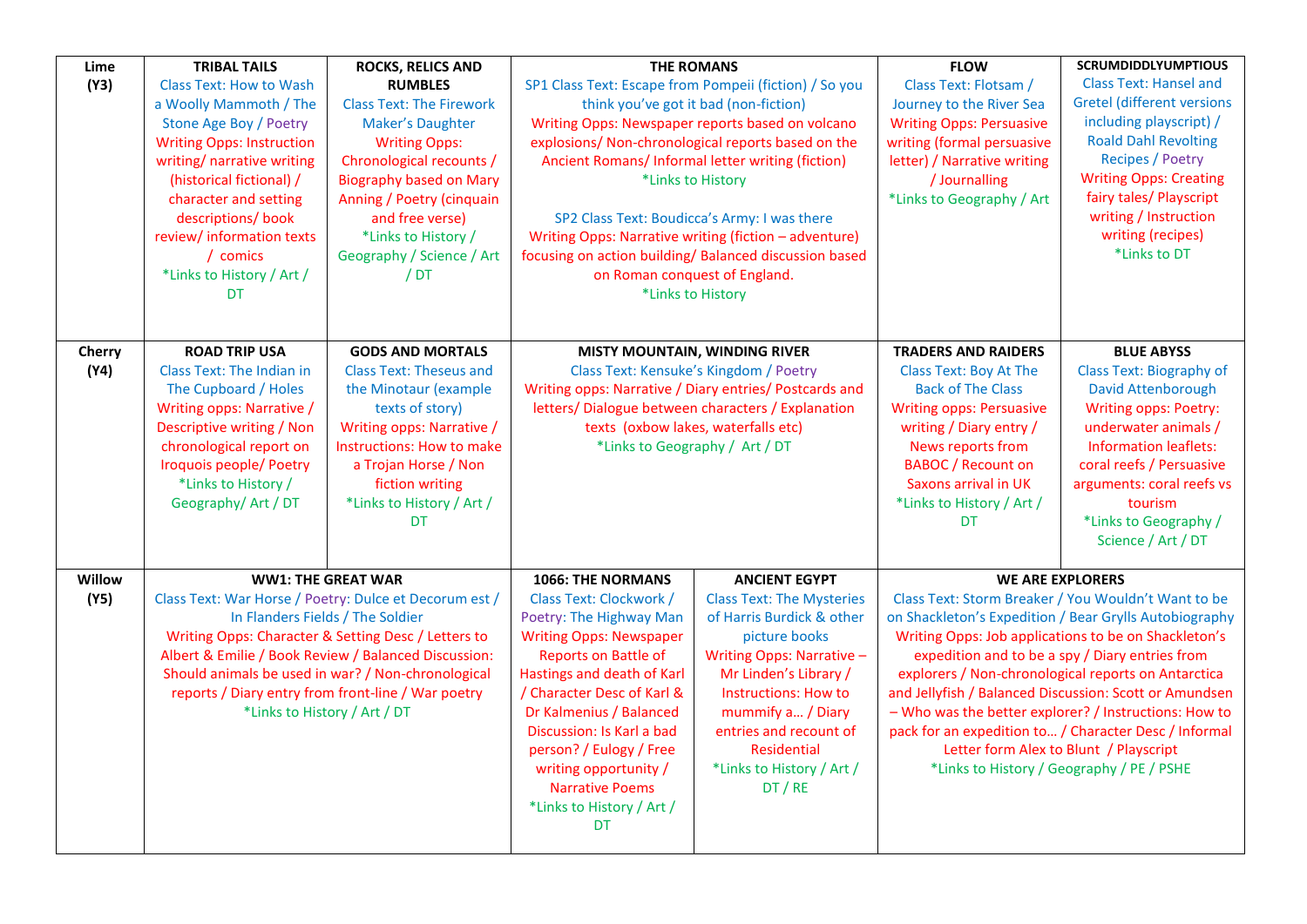| | | | | | | |
|---|---|---|---|---|---|---|
| **Lime (Y3)** | **TRIBAL TAILS** Class Text: How to Wash a Woolly Mammoth / The Stone Age Boy / Poetry Writing Opps: Instruction writing/ narrative writing (historical fictional) / character and setting descriptions/ book review/ information texts / comics *Links to History / Art / DT | **ROCKS, RELICS AND RUMBLES** Class Text: The Firework Maker's Daughter Writing Opps: Chronological recounts / Biography based on Mary Anning / Poetry (cinquain and free verse) *Links to History / Geography / Science / Art / DT | **THE ROMANS** SP1 Class Text: Escape from Pompeii (fiction) / So you think you've got it bad (non-fiction) Writing Opps: Newspaper reports based on volcano explosions/ Non-chronological reports based on the Ancient Romans/ Informal letter writing (fiction) *Links to History SP2 Class Text: Boudicca's Army: I was there Writing Opps: Narrative writing (fiction – adventure) focusing on action building/ Balanced discussion based on Roman conquest of England. *Links to History | | **FLOW** Class Text: Flotsam / Journey to the River Sea Writing Opps: Persuasive writing (formal persuasive letter) / Narrative writing / Journalling *Links to Geography / Art | **SCRUMDIDDLYUMPTIOUS** Class Text: Hansel and Gretel (different versions including playscript) / Roald Dahl Revolting Recipes / Poetry Writing Opps: Creating fairy tales/ Playscript writing / Instruction writing (recipes) *Links to DT |
| **Cherry (Y4)** | **ROAD TRIP USA** Class Text: The Indian in The Cupboard / Holes Writing opps: Narrative / Descriptive writing / Non chronological report on Iroquois people/ Poetry *Links to History / Geography/ Art / DT | **GODS AND MORTALS** Class Text: Theseus and the Minotaur (example texts of story) Writing opps: Narrative / Instructions: How to make a Trojan Horse / Non fiction writing *Links to History / Art / DT | **MISTY MOUNTAIN, WINDING RIVER** Class Text: Kensuke's Kingdom / Poetry Writing opps: Narrative / Diary entries/ Postcards and letters/ Dialogue between characters / Explanation texts (oxbow lakes, waterfalls etc) *Links to Geography / Art / DT | | **TRADERS AND RAIDERS** Class Text: Boy At The Back of The Class Writing opps: Persuasive writing / Diary entry / News reports from BABOC / Recount on Saxons arrival in UK *Links to History / Art / DT | **BLUE ABYSS** Class Text: Biography of David Attenborough Writing opps: Poetry: underwater animals / Information leaflets: coral reefs / Persuasive arguments: coral reefs vs tourism *Links to Geography / Science / Art / DT |
| **Willow (Y5)** | **WW1: THE GREAT WAR** Class Text: War Horse / Poetry: Dulce et Decorum est / In Flanders Fields / The Soldier Writing Opps: Character & Setting Desc / Letters to Albert & Emilie / Book Review / Balanced Discussion: Should animals be used in war? / Non-chronological reports / Diary entry from front-line / War poetry *Links to History / Art / DT | | **1066: THE NORMANS** Class Text: Clockwork / Poetry: The Highway Man Writing Opps: Newspaper Reports on Battle of Hastings and death of Karl / Character Desc of Karl & Dr Kalmenius / Balanced Discussion: Is Karl a bad person? / Eulogy / Free writing opportunity / Narrative Poems *Links to History / Art / DT | **ANCIENT EGYPT** Class Text: The Mysteries of Harris Burdick & other picture books Writing Opps: Narrative – Mr Linden's Library / Instructions: How to mummify a… / Diary entries and recount of Residential *Links to History / Art / DT / RE | **WE ARE EXPLORERS** Class Text: Storm Breaker / You Wouldn't Want to be on Shackleton's Expedition / Bear Grylls Autobiography Writing Opps: Job applications to be on Shackleton's expedition and to be a spy / Diary entries from explorers / Non-chronological reports on Antarctica and Jellyfish / Balanced Discussion: Scott or Amundsen – Who was the better explorer? / Instructions: How to pack for an expedition to… / Character Desc / Informal Letter form Alex to Blunt / Playscript *Links to History / Geography / PE / PSHE | |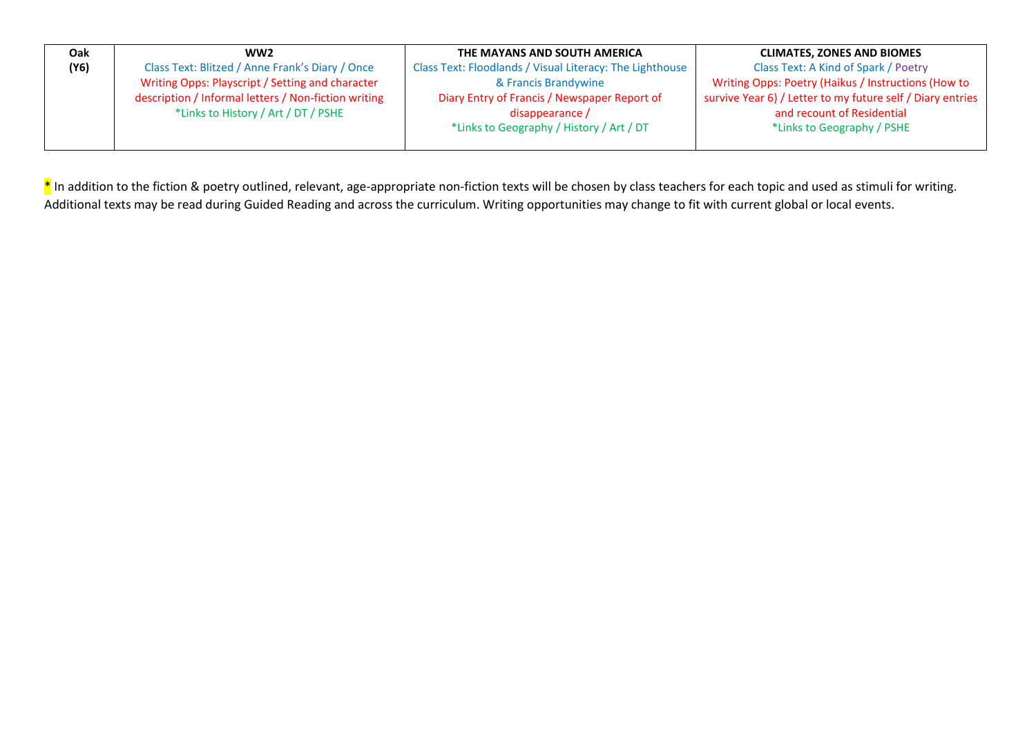| | | | |
|---|---|---|---|
| **Oak (Y6)** | **WW2**<br>Class Text: Blitzed / Anne Frank's Diary / Once<br>Writing Opps: Playscript / Setting and character description / Informal letters / Non-fiction writing<br>*Links to History / Art / DT / PSHE | **THE MAYANS AND SOUTH AMERICA**<br>Class Text: Floodlands / Visual Literacy: The Lighthouse & Francis Brandywine<br>Diary Entry of Francis / Newspaper Report of disappearance /<br>*Links to Geography / History / Art / DT | **CLIMATES, ZONES AND BIOMES**<br>Class Text: A Kind of Spark / Poetry<br>Writing Opps: Poetry (Haikus / Instructions (How to survive Year 6) / Letter to my future self / Diary entries and recount of Residential<br>*Links to Geography / PSHE |

* In addition to the fiction & poetry outlined, relevant, age-appropriate non-fiction texts will be chosen by class teachers for each topic and used as stimuli for writing. Additional texts may be read during Guided Reading and across the curriculum. Writing opportunities may change to fit with current global or local events.